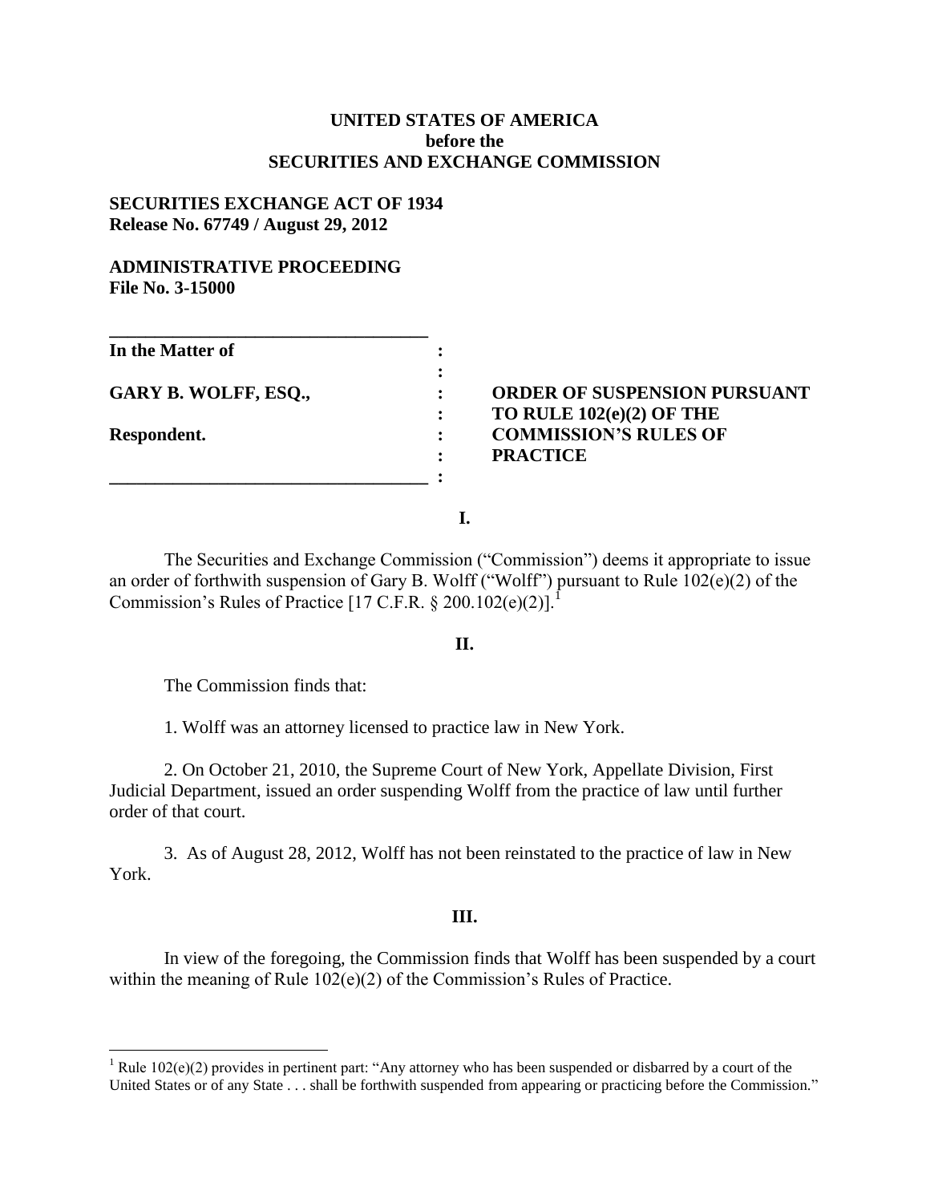**UNITED STATES OF AMERICA**
**before the**
**SECURITIES AND EXCHANGE COMMISSION**

**SECURITIES EXCHANGE ACT OF 1934**
**Release No. 67749 / August 29, 2012**

**ADMINISTRATIVE PROCEEDING**
**File No. 3-15000**

| | | |
|---|---|---|
| **In the Matter of** | : | |
| | : | |
| **GARY B. WOLFF, ESQ.,** | : | **ORDER OF SUSPENSION PURSUANT** |
| | : | **TO RULE 102(e)(2) OF THE** |
| **Respondent.** | : | **COMMISSION'S RULES OF** |
| | : | **PRACTICE** |
| | : | |

**I.**

The Securities and Exchange Commission ("Commission") deems it appropriate to issue an order of forthwith suspension of Gary B. Wolff ("Wolff") pursuant to Rule 102(e)(2) of the Commission's Rules of Practice [17 C.F.R. § 200.102(e)(2)].[1]

**II.**

The Commission finds that:

1. Wolff was an attorney licensed to practice law in New York.

2. On October 21, 2010, the Supreme Court of New York, Appellate Division, First Judicial Department, issued an order suspending Wolff from the practice of law until further order of that court.

3. As of August 28, 2012, Wolff has not been reinstated to the practice of law in New York.

**III.**

In view of the foregoing, the Commission finds that Wolff has been suspended by a court within the meaning of Rule 102(e)(2) of the Commission's Rules of Practice.

---

[1] Rule 102(e)(2) provides in pertinent part: "Any attorney who has been suspended or disbarred by a court of the United States or of any State . . . shall be forthwith suspended from appearing or practicing before the Commission."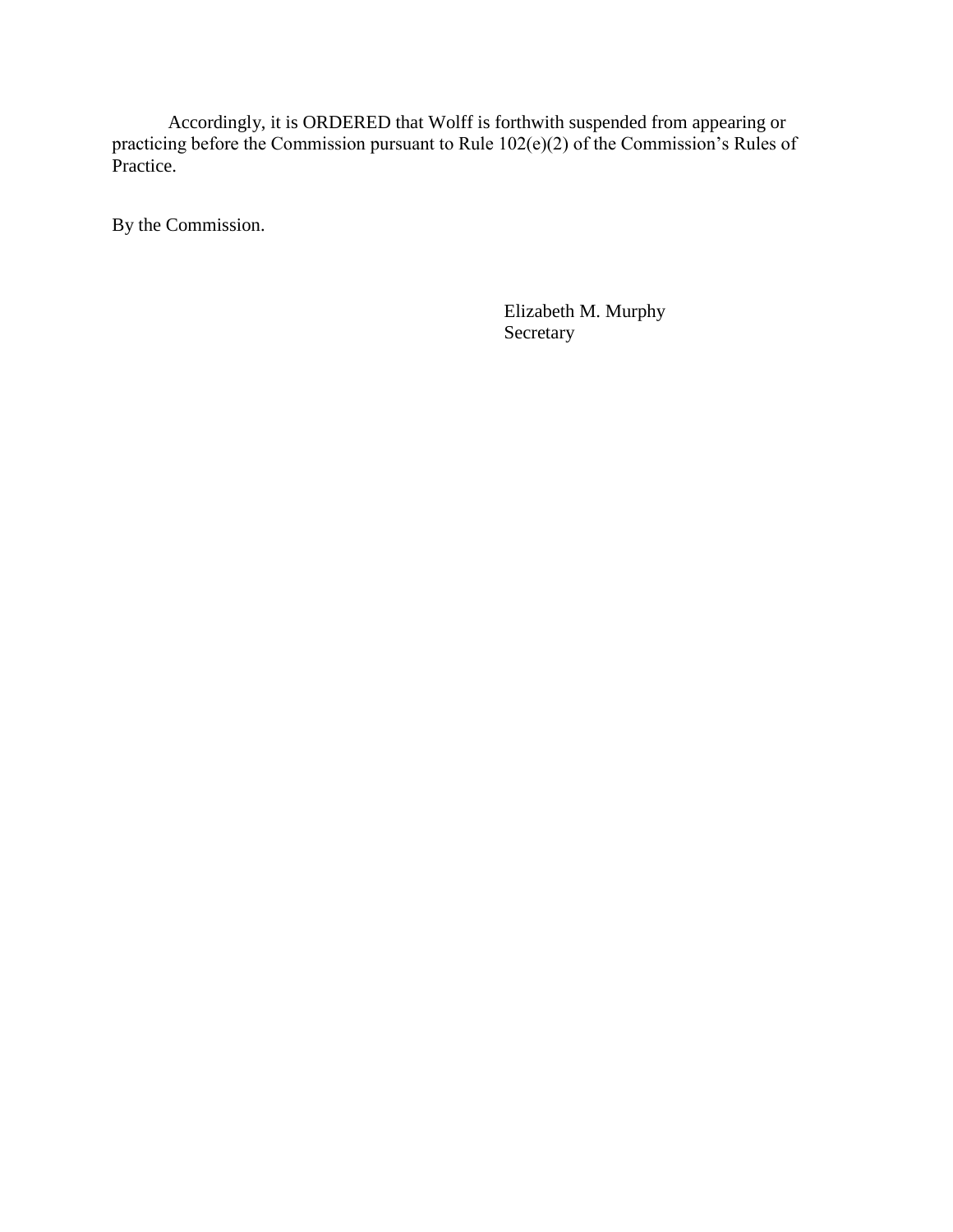Accordingly, it is ORDERED that Wolff is forthwith suspended from appearing or practicing before the Commission pursuant to Rule 102(e)(2) of the Commission's Rules of Practice.

By the Commission.

Elizabeth M. Murphy
Secretary